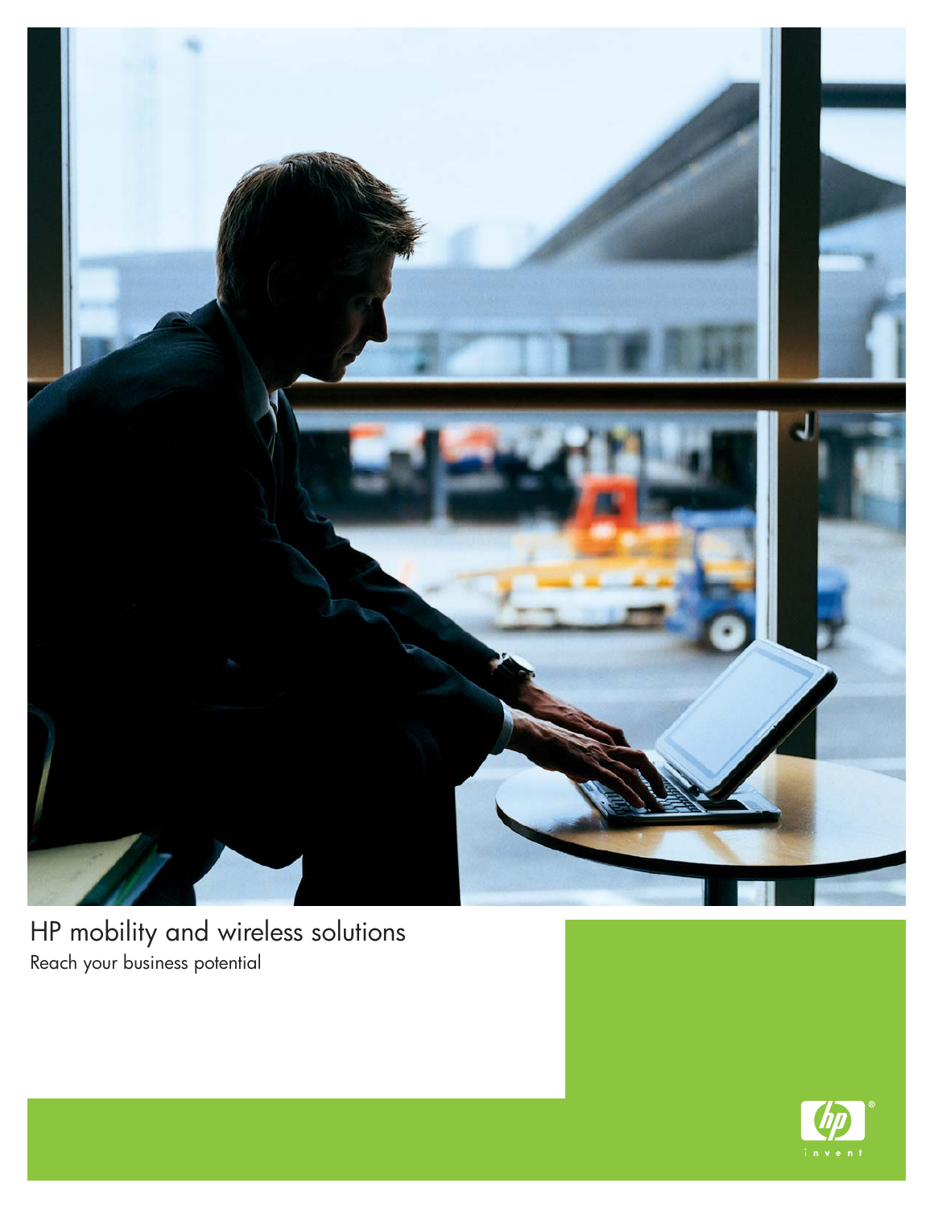# HP mobility and wireless solutions

Reach your business potential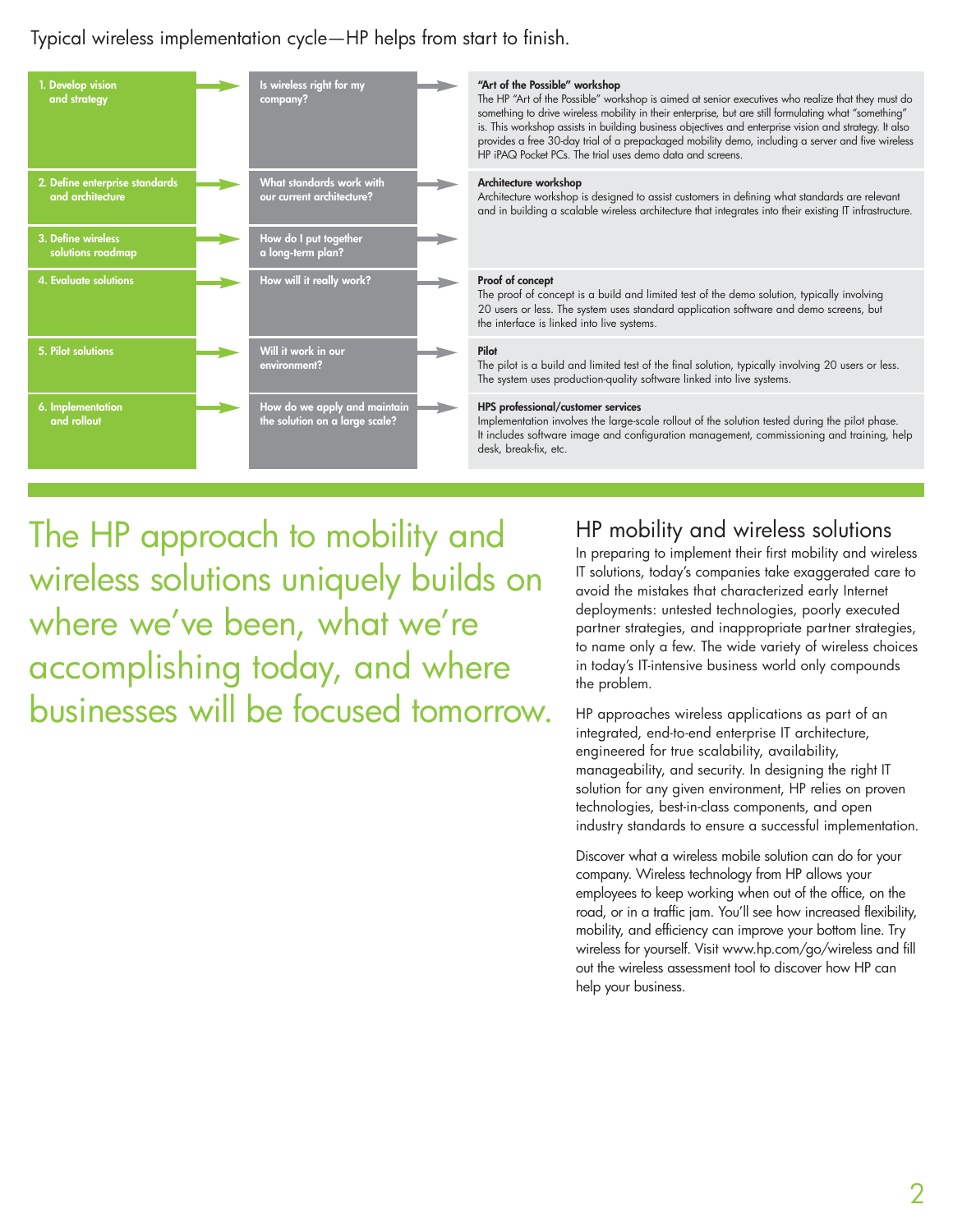Typical wireless implementation cycle—HP helps from start to finish.

| Phase | Question | HP offering |
| --- | --- | --- |
| 1. Develop vision and strategy | Is wireless right for my company? | **"Art of the Possible" workshop** The HP "Art of the Possible" workshop is aimed at senior executives who realize that they must do something to drive wireless mobility in their enterprise, but are still formulating what "something" is. This workshop assists in building business objectives and enterprise vision and strategy. It also provides a free 30-day trial of a prepackaged mobility demo, including a server and five wireless HP iPAQ Pocket PCs. The trial uses demo data and screens. |
| 2. Define enterprise standards and architecture | What standards work with our current architecture? | **Architecture workshop** Architecture workshop is designed to assist customers in defining what standards are relevant and in building a scalable wireless architecture that integrates into their existing IT infrastructure. |
| 3. Define wireless solutions roadmap | How do I put together a long-term plan? | |
| 4. Evaluate solutions | How will it really work? | **Proof of concept** The proof of concept is a build and limited test of the demo solution, typically involving 20 users or less. The system uses standard application software and demo screens, but the interface is linked into live systems. |
| 5. Pilot solutions | Will it work in our environment? | **Pilot** The pilot is a build and limited test of the final solution, typically involving 20 users or less. The system uses production-quality software linked into live systems. |
| 6. Implementation and rollout | How do we apply and maintain the solution on a large scale? | **HPS professional/customer services** Implementation involves the large-scale rollout of the solution tested during the pilot phase. It includes software image and configuration management, commissioning and training, help desk, break-fix, etc. |

The HP approach to mobility and wireless solutions uniquely builds on where we've been, what we're accomplishing today, and where businesses will be focused tomorrow.

## HP mobility and wireless solutions

In preparing to implement their first mobility and wireless IT solutions, today's companies take exaggerated care to avoid the mistakes that characterized early Internet deployments: untested technologies, poorly executed partner strategies, and inappropriate partner strategies, to name only a few. The wide variety of wireless choices in today's IT-intensive business world only compounds the problem.

HP approaches wireless applications as part of an integrated, end-to-end enterprise IT architecture, engineered for true scalability, availability, manageability, and security. In designing the right IT solution for any given environment, HP relies on proven technologies, best-in-class components, and open industry standards to ensure a successful implementation.

Discover what a wireless mobile solution can do for your company. Wireless technology from HP allows your employees to keep working when out of the office, on the road, or in a traffic jam. You'll see how increased flexibility, mobility, and efficiency can improve your bottom line. Try wireless for yourself. Visit www.hp.com/go/wireless and fill out the wireless assessment tool to discover how HP can help your business.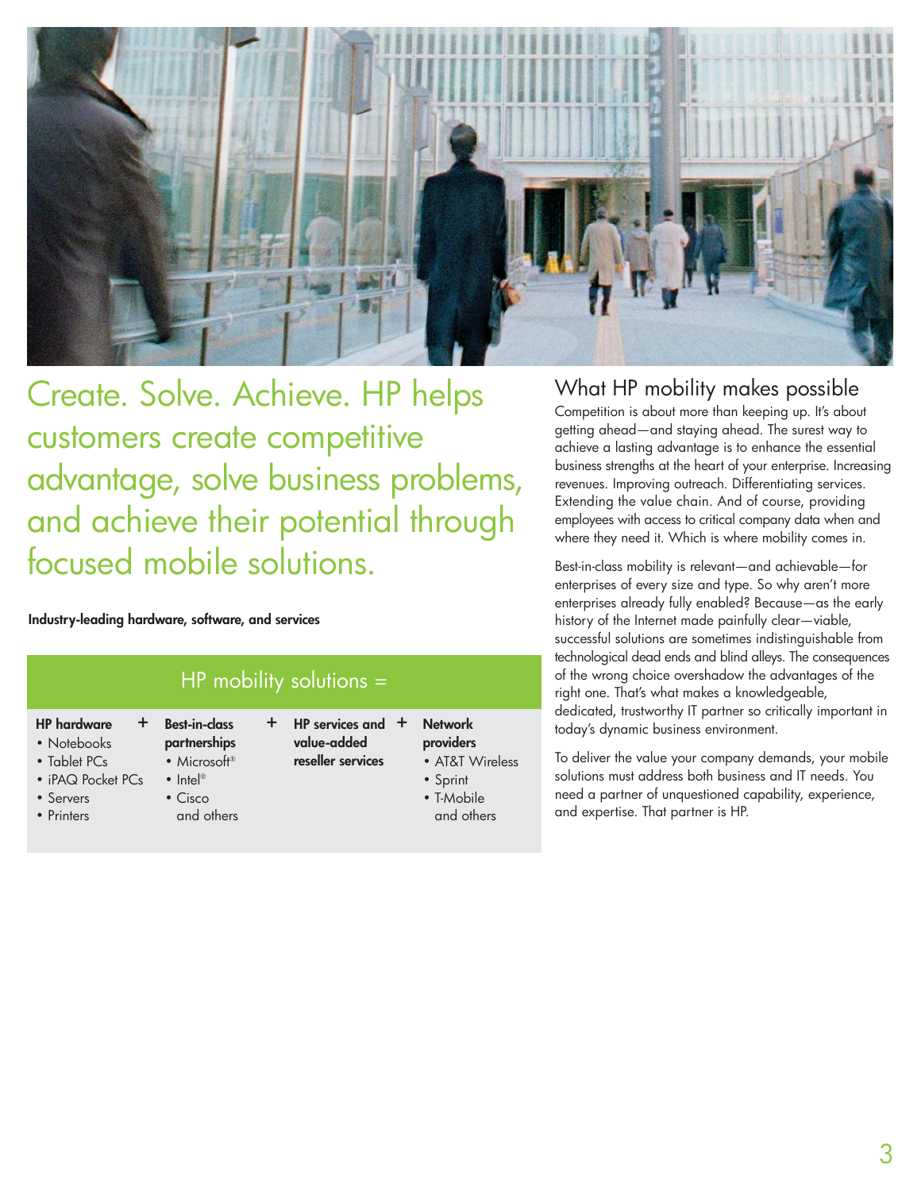## Create. Solve. Achieve. HP helps customers create competitive advantage, solve business problems, and achieve their potential through focused mobile solutions.

**Industry-leading hardware, software, and services**

### HP mobility solutions =

| HP hardware | + | Best-in-class partnerships | + | HP services and value-added reseller services | + | Network providers |
|---|---|---|---|---|---|---|
| • Notebooks<br>• Tablet PCs<br>• iPAQ Pocket PCs<br>• Servers<br>• Printers | | • Microsoft®<br>• Intel®<br>• Cisco<br>and others | | | | • AT&T Wireless<br>• Sprint<br>• T-Mobile<br>and others |

## What HP mobility makes possible

Competition is about more than keeping up. It's about getting ahead—and staying ahead. The surest way to achieve a lasting advantage is to enhance the essential business strengths at the heart of your enterprise. Increasing revenues. Improving outreach. Differentiating services. Extending the value chain. And of course, providing employees with access to critical company data when and where they need it. Which is where mobility comes in.

Best-in-class mobility is relevant—and achievable—for enterprises of every size and type. So why aren't more enterprises already fully enabled? Because—as the early history of the Internet made painfully clear—viable, successful solutions are sometimes indistinguishable from technological dead ends and blind alleys. The consequences of the wrong choice overshadow the advantages of the right one. That's what makes a knowledgeable, dedicated, trustworthy IT partner so critically important in today's dynamic business environment.

To deliver the value your company demands, your mobile solutions must address both business and IT needs. You need a partner of unquestioned capability, experience, and expertise. That partner is HP.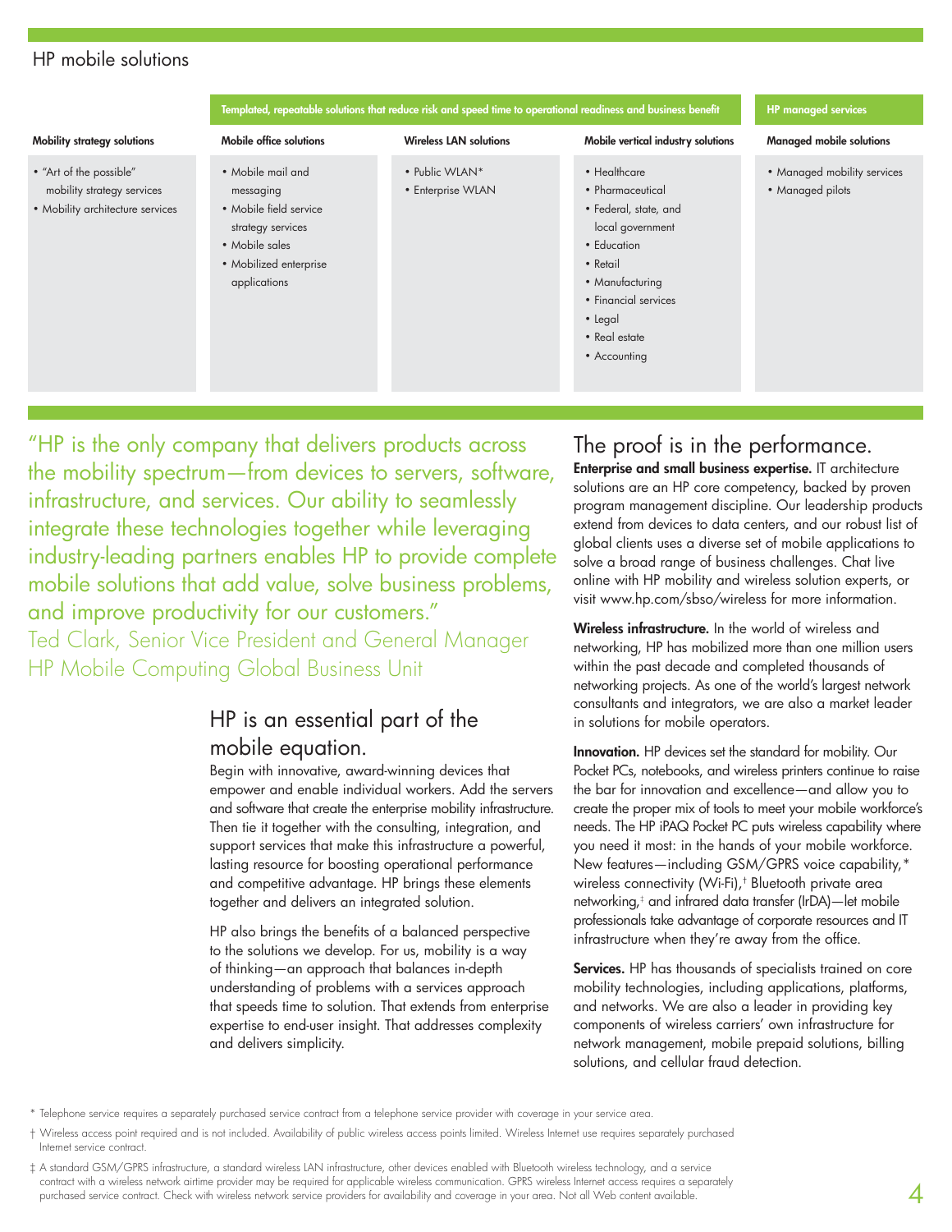## HP mobile solutions

| | Templated, repeatable solutions that reduce risk and speed time to operational readiness and business benefit | | | HP managed services |
|---|---|---|---|---|
| **Mobility strategy solutions** | **Mobile office solutions** | **Wireless LAN solutions** | **Mobile vertical industry solutions** | **Managed mobile solutions** |
| • "Art of the possible" mobility strategy services<br>• Mobility architecture services | • Mobile mail and messaging<br>• Mobile field service strategy services<br>• Mobile sales<br>• Mobilized enterprise applications | • Public WLAN*<br>• Enterprise WLAN | • Healthcare<br>• Pharmaceutical<br>• Federal, state, and local government<br>• Education<br>• Retail<br>• Manufacturing<br>• Financial services<br>• Legal<br>• Real estate<br>• Accounting | • Managed mobility services<br>• Managed pilots |

"HP is the only company that delivers products across the mobility spectrum—from devices to servers, software, infrastructure, and services. Our ability to seamlessly integrate these technologies together while leveraging industry-leading partners enables HP to provide complete mobile solutions that add value, solve business problems, and improve productivity for our customers."
Ted Clark, Senior Vice President and General Manager
HP Mobile Computing Global Business Unit

## HP is an essential part of the mobile equation.

Begin with innovative, award-winning devices that empower and enable individual workers. Add the servers and software that create the enterprise mobility infrastructure. Then tie it together with the consulting, integration, and support services that make this infrastructure a powerful, lasting resource for boosting operational performance and competitive advantage. HP brings these elements together and delivers an integrated solution.

HP also brings the benefits of a balanced perspective to the solutions we develop. For us, mobility is a way of thinking—an approach that balances in-depth understanding of problems with a services approach that speeds time to solution. That extends from enterprise expertise to end-user insight. That addresses complexity and delivers simplicity.

## The proof is in the performance.

**Enterprise and small business expertise.** IT architecture solutions are an HP core competency, backed by proven program management discipline. Our leadership products extend from devices to data centers, and our robust list of global clients uses a diverse set of mobile applications to solve a broad range of business challenges. Chat live online with HP mobility and wireless solution experts, or visit www.hp.com/sbso/wireless for more information.

**Wireless infrastructure.** In the world of wireless and networking, HP has mobilized more than one million users within the past decade and completed thousands of networking projects. As one of the world's largest network consultants and integrators, we are also a market leader in solutions for mobile operators.

**Innovation.** HP devices set the standard for mobility. Our Pocket PCs, notebooks, and wireless printers continue to raise the bar for innovation and excellence—and allow you to create the proper mix of tools to meet your mobile workforce's needs. The HP iPAQ Pocket PC puts wireless capability where you need it most: in the hands of your mobile workforce. New features—including GSM/GPRS voice capability,* wireless connectivity (Wi-Fi),† Bluetooth private area networking,‡ and infrared data transfer (IrDA)—let mobile professionals take advantage of corporate resources and IT infrastructure when they're away from the office.

**Services.** HP has thousands of specialists trained on core mobility technologies, including applications, platforms, and networks. We are also a leader in providing key components of wireless carriers' own infrastructure for network management, mobile prepaid solutions, billing solutions, and cellular fraud detection.

\* Telephone service requires a separately purchased service contract from a telephone service provider with coverage in your service area.

† Wireless access point required and is not included. Availability of public wireless access points limited. Wireless Internet use requires separately purchased Internet service contract.

‡ A standard GSM/GPRS infrastructure, a standard wireless LAN infrastructure, other devices enabled with Bluetooth wireless technology, and a service contract with a wireless network airtime provider may be required for applicable wireless communication. GPRS wireless Internet access requires a separately purchased service contract. Check with wireless network service providers for availability and coverage in your area. Not all Web content available.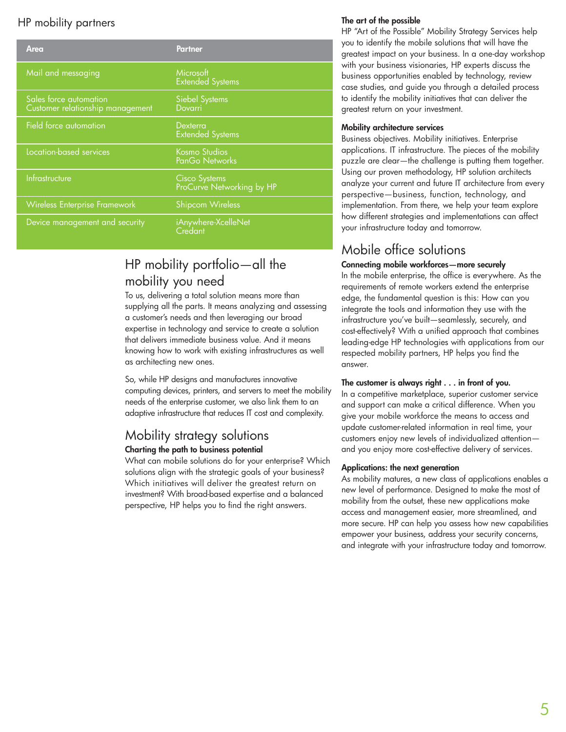## HP mobility partners

| Area | Partner |
|---|---|
| Mail and messaging | Microsoft<br>Extended Systems |
| Sales force automation<br>Customer relationship management | Siebel Systems<br>Dovarri |
| Field force automation | Dexterra<br>Extended Systems |
| Location-based services | Kosmo Studios<br>PanGo Networks |
| Infrastructure | Cisco Systems<br>ProCurve Networking by HP |
| Wireless Enterprise Framework | Shipcom Wireless |
| Device management and security | iAnywhere-XcelleNet<br>Credant |

## HP mobility portfolio—all the mobility you need

To us, delivering a total solution means more than supplying all the parts. It means analyzing and assessing a customer's needs and then leveraging our broad expertise in technology and service to create a solution that delivers immediate business value. And it means knowing how to work with existing infrastructures as well as architecting new ones.

So, while HP designs and manufactures innovative computing devices, printers, and servers to meet the mobility needs of the enterprise customer, we also link them to an adaptive infrastructure that reduces IT cost and complexity.

## Mobility strategy solutions

### Charting the path to business potential

What can mobile solutions do for your enterprise? Which solutions align with the strategic goals of your business? Which initiatives will deliver the greatest return on investment? With broad-based expertise and a balanced perspective, HP helps you to find the right answers.

### The art of the possible

HP "Art of the Possible" Mobility Strategy Services help you to identify the mobile solutions that will have the greatest impact on your business. In a one-day workshop with your business visionaries, HP experts discuss the business opportunities enabled by technology, review case studies, and guide you through a detailed process to identify the mobility initiatives that can deliver the greatest return on your investment.

### Mobility architecture services

Business objectives. Mobility initiatives. Enterprise applications. IT infrastructure. The pieces of the mobility puzzle are clear—the challenge is putting them together. Using our proven methodology, HP solution architects analyze your current and future IT architecture from every perspective—business, function, technology, and implementation. From there, we help your team explore how different strategies and implementations can affect your infrastructure today and tomorrow.

## Mobile office solutions

### Connecting mobile workforces—more securely

In the mobile enterprise, the office is everywhere. As the requirements of remote workers extend the enterprise edge, the fundamental question is this: How can you integrate the tools and information they use with the infrastructure you've built—seamlessly, securely, and cost-effectively? With a unified approach that combines leading-edge HP technologies with applications from our respected mobility partners, HP helps you find the answer.

### The customer is always right . . . in front of you.

In a competitive marketplace, superior customer service and support can make a critical difference. When you give your mobile workforce the means to access and update customer-related information in real time, your customers enjoy new levels of individualized attention—and you enjoy more cost-effective delivery of services.

### Applications: the next generation

As mobility matures, a new class of applications enables a new level of performance. Designed to make the most of mobility from the outset, these new applications make access and management easier, more streamlined, and more secure. HP can help you assess how new capabilities empower your business, address your security concerns, and integrate with your infrastructure today and tomorrow.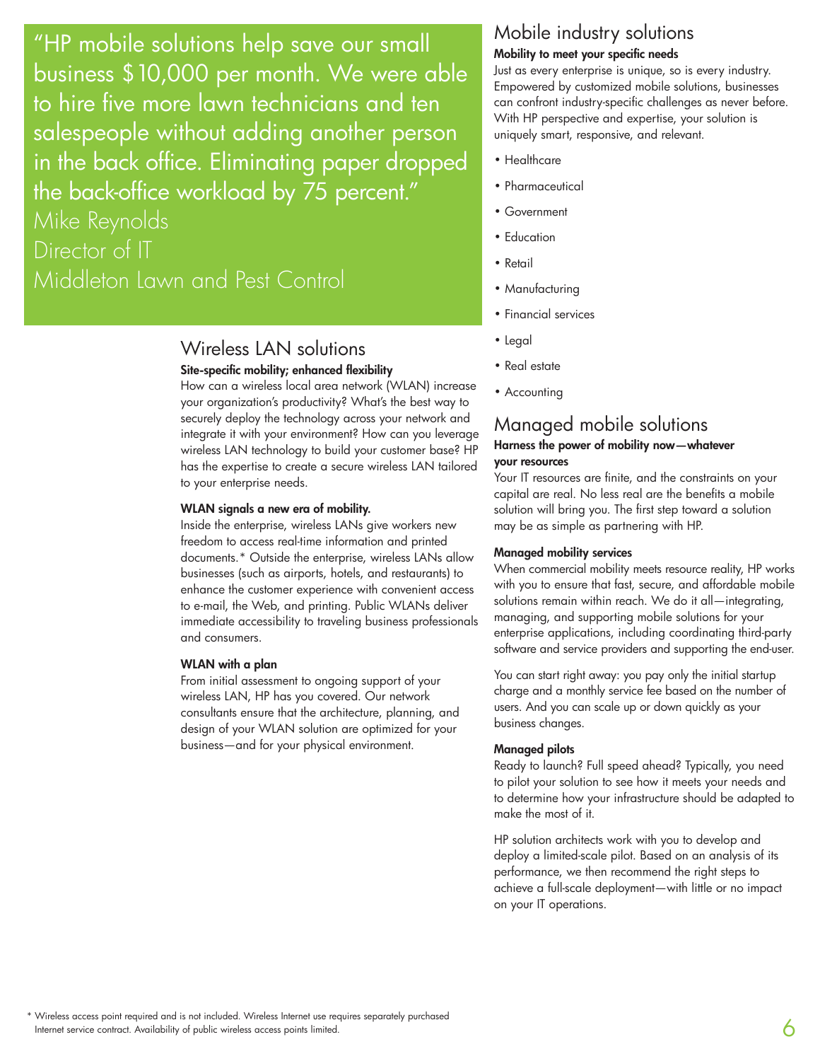> "HP mobile solutions help save our small business $10,000 per month. We were able to hire five more lawn technicians and ten salespeople without adding another person in the back office. Eliminating paper dropped the back-office workload by 75 percent."
>
> Mike Reynolds
> Director of IT
> Middleton Lawn and Pest Control

## Wireless LAN solutions

**Site-specific mobility; enhanced flexibility**

How can a wireless local area network (WLAN) increase your organization's productivity? What's the best way to securely deploy the technology across your network and integrate it with your environment? How can you leverage wireless LAN technology to build your customer base? HP has the expertise to create a secure wireless LAN tailored to your enterprise needs.

**WLAN signals a new era of mobility.**

Inside the enterprise, wireless LANs give workers new freedom to access real-time information and printed documents.* Outside the enterprise, wireless LANs allow businesses (such as airports, hotels, and restaurants) to enhance the customer experience with convenient access to e-mail, the Web, and printing. Public WLANs deliver immediate accessibility to traveling business professionals and consumers.

**WLAN with a plan**

From initial assessment to ongoing support of your wireless LAN, HP has you covered. Our network consultants ensure that the architecture, planning, and design of your WLAN solution are optimized for your business—and for your physical environment.

## Mobile industry solutions

**Mobility to meet your specific needs**

Just as every enterprise is unique, so is every industry. Empowered by customized mobile solutions, businesses can confront industry-specific challenges as never before. With HP perspective and expertise, your solution is uniquely smart, responsive, and relevant.

- Healthcare
- Pharmaceutical
- Government
- Education
- Retail
- Manufacturing
- Financial services
- Legal
- Real estate
- Accounting

## Managed mobile solutions

**Harness the power of mobility now—whatever your resources**

Your IT resources are finite, and the constraints on your capital are real. No less real are the benefits a mobile solution will bring you. The first step toward a solution may be as simple as partnering with HP.

**Managed mobility services**

When commercial mobility meets resource reality, HP works with you to ensure that fast, secure, and affordable mobile solutions remain within reach. We do it all—integrating, managing, and supporting mobile solutions for your enterprise applications, including coordinating third-party software and service providers and supporting the end-user.

You can start right away: you pay only the initial startup charge and a monthly service fee based on the number of users. And you can scale up or down quickly as your business changes.

**Managed pilots**

Ready to launch? Full speed ahead? Typically, you need to pilot your solution to see how it meets your needs and to determine how your infrastructure should be adapted to make the most of it.

HP solution architects work with you to develop and deploy a limited-scale pilot. Based on an analysis of its performance, we then recommend the right steps to achieve a full-scale deployment—with little or no impact on your IT operations.

* Wireless access point required and is not included. Wireless Internet use requires separately purchased Internet service contract. Availability of public wireless access points limited.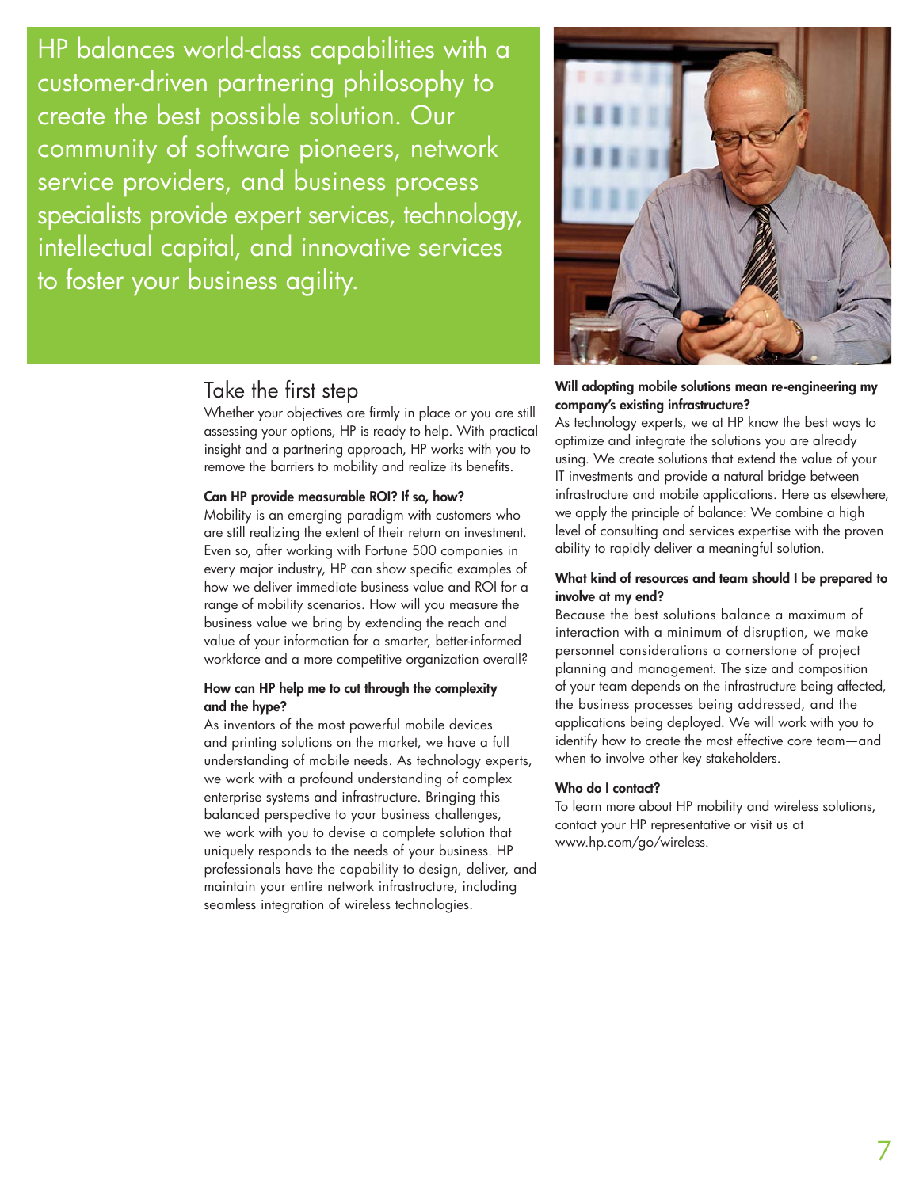HP balances world-class capabilities with a customer-driven partnering philosophy to create the best possible solution. Our community of software pioneers, network service providers, and business process specialists provide expert services, technology, intellectual capital, and innovative services to foster your business agility.

## Take the first step

Whether your objectives are firmly in place or you are still assessing your options, HP is ready to help. With practical insight and a partnering approach, HP works with you to remove the barriers to mobility and realize its benefits.

**Can HP provide measurable ROI? If so, how?**

Mobility is an emerging paradigm with customers who are still realizing the extent of their return on investment. Even so, after working with Fortune 500 companies in every major industry, HP can show specific examples of how we deliver immediate business value and ROI for a range of mobility scenarios. How will you measure the business value we bring by extending the reach and value of your information for a smarter, better-informed workforce and a more competitive organization overall?

**How can HP help me to cut through the complexity and the hype?**

As inventors of the most powerful mobile devices and printing solutions on the market, we have a full understanding of mobile needs. As technology experts, we work with a profound understanding of complex enterprise systems and infrastructure. Bringing this balanced perspective to your business challenges, we work with you to devise a complete solution that uniquely responds to the needs of your business. HP professionals have the capability to design, deliver, and maintain your entire network infrastructure, including seamless integration of wireless technologies.

**Will adopting mobile solutions mean re-engineering my company's existing infrastructure?**

As technology experts, we at HP know the best ways to optimize and integrate the solutions you are already using. We create solutions that extend the value of your IT investments and provide a natural bridge between infrastructure and mobile applications. Here as elsewhere, we apply the principle of balance: We combine a high level of consulting and services expertise with the proven ability to rapidly deliver a meaningful solution.

**What kind of resources and team should I be prepared to involve at my end?**

Because the best solutions balance a maximum of interaction with a minimum of disruption, we make personnel considerations a cornerstone of project planning and management. The size and composition of your team depends on the infrastructure being affected, the business processes being addressed, and the applications being deployed. We will work with you to identify how to create the most effective core team—and when to involve other key stakeholders.

**Who do I contact?**

To learn more about HP mobility and wireless solutions, contact your HP representative or visit us at www.hp.com/go/wireless.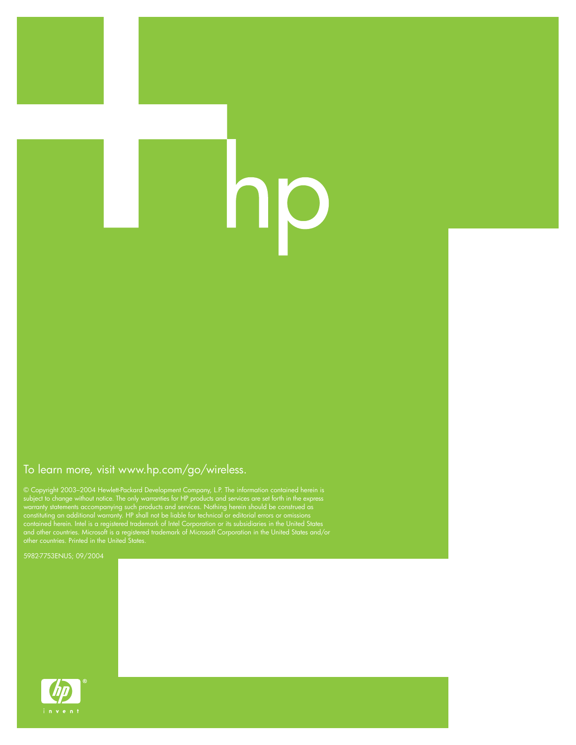hp

To learn more, visit www.hp.com/go/wireless.

© Copyright 2003–2004 Hewlett-Packard Development Company, L.P. The information contained herein is subject to change without notice. The only warranties for HP products and services are set forth in the express warranty statements accompanying such products and services. Nothing herein should be construed as constituting an additional warranty. HP shall not be liable for technical or editorial errors or omissions contained herein. Intel is a registered trademark of Intel Corporation or its subsidiaries in the United States and other countries. Microsoft is a registered trademark of Microsoft Corporation in the United States and/or other countries. Printed in the United States.

5982-7753ENUS; 09/2004

invent